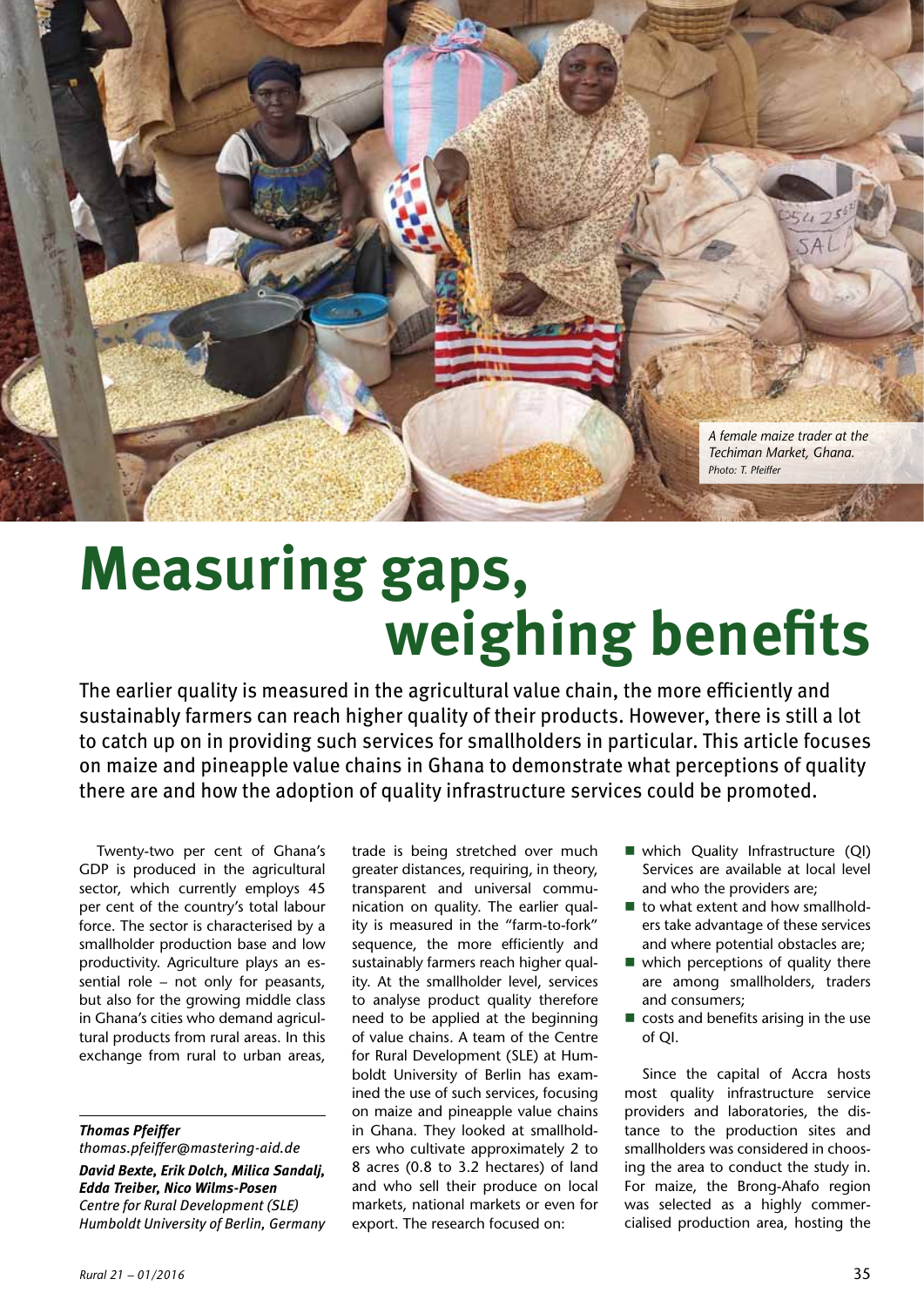A female maize trader at the Techiman Market, Ghana.
*Photo: T. Pfeiffer*

# Measuring gaps, weighing benefits

The earlier quality is measured in the agricultural value chain, the more efficiently and sustainably farmers can reach higher quality of their products. However, there is still a lot to catch up on in providing such services for smallholders in particular. This article focuses on maize and pineapple value chains in Ghana to demonstrate what perceptions of quality there are and how the adoption of quality infrastructure services could be promoted.

Twenty-two per cent of Ghana's GDP is produced in the agricultural sector, which currently employs 45 per cent of the country's total labour force. The sector is characterised by a smallholder production base and low productivity. Agriculture plays an essential role – not only for peasants, but also for the growing middle class in Ghana's cities who demand agricultural products from rural areas. In this exchange from rural to urban areas, trade is being stretched over much greater distances, requiring, in theory, transparent and universal communication on quality. The earlier quality is measured in the "farm-to-fork" sequence, the more efficiently and sustainably farmers reach higher quality. At the smallholder level, services to analyse product quality therefore need to be applied at the beginning of value chains. A team of the Centre for Rural Development (SLE) at Humboldt University of Berlin has examined the use of such services, focusing on maize and pineapple value chains in Ghana. They looked at smallholders who cultivate approximately 2 to 8 acres (0.8 to 3.2 hectares) of land and who sell their produce on local markets, national markets or even for export. The research focused on:

- which Quality Infrastructure (QI) Services are available at local level and who the providers are;
- to what extent and how smallholders take advantage of these services and where potential obstacles are;
- which perceptions of quality there are among smallholders, traders and consumers;
- costs and benefits arising in the use of QI.

Since the capital of Accra hosts most quality infrastructure service providers and laboratories, the distance to the production sites and smallholders was considered in choosing the area to conduct the study in. For maize, the Brong-Ahafo region was selected as a highly commercialised production area, hosting the

***Thomas Pfeiffer***
*thomas.pfeiffer@mastering-aid.de*

***David Bexte, Erik Dolch, Milica Sandalj, Edda Treiber, Nico Wilms-Posen***
*Centre for Rural Development (SLE)*
*Humboldt University of Berlin, Germany*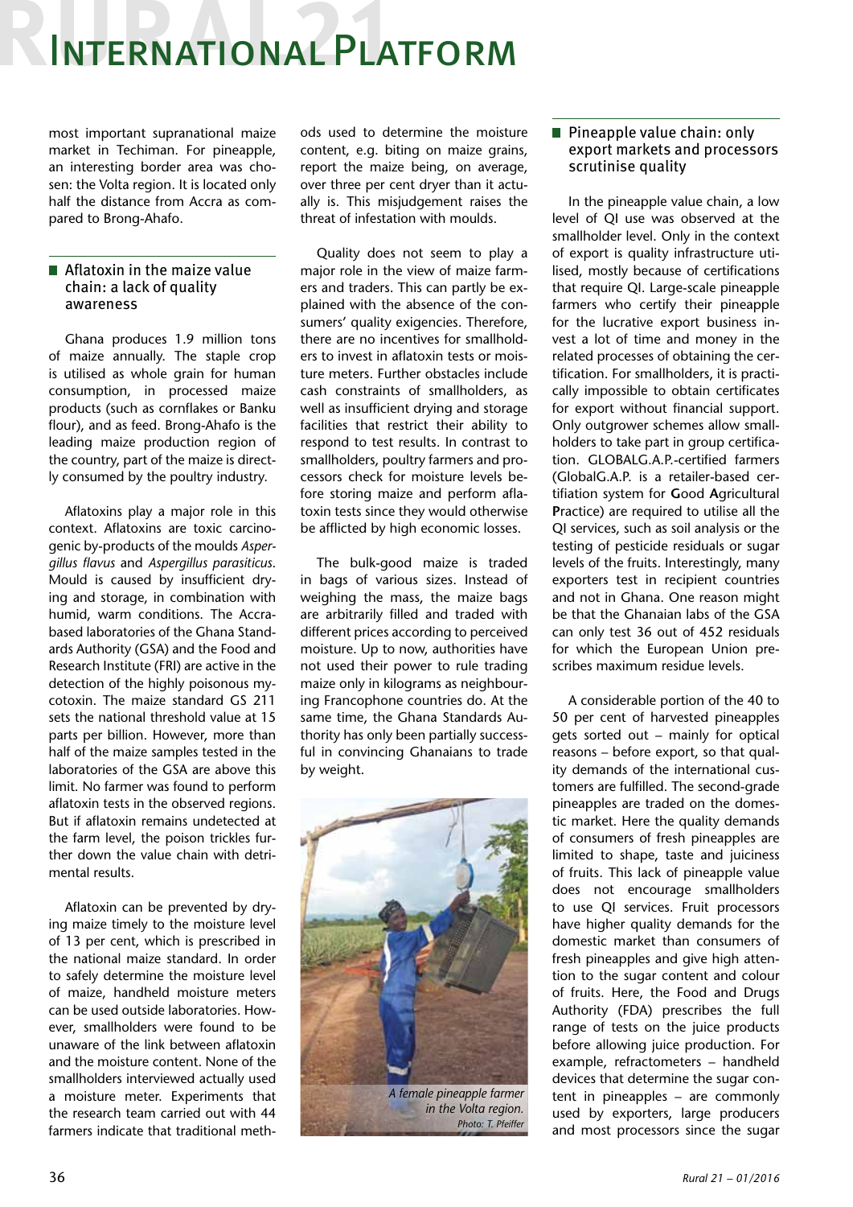most important supranational maize market in Techiman. For pineapple, an interesting border area was chosen: the Volta region. It is located only half the distance from Accra as compared to Brong-Ahafo.

## Aflatoxin in the maize value chain: a lack of quality awareness

Ghana produces 1.9 million tons of maize annually. The staple crop is utilised as whole grain for human consumption, in processed maize products (such as cornflakes or Banku flour), and as feed. Brong-Ahafo is the leading maize production region of the country, part of the maize is directly consumed by the poultry industry.

Aflatoxins play a major role in this context. Aflatoxins are toxic carcinogenic by-products of the moulds *Aspergillus flavus* and *Aspergillus parasiticus*. Mould is caused by insufficient drying and storage, in combination with humid, warm conditions. The Accra-based laboratories of the Ghana Standards Authority (GSA) and the Food and Research Institute (FRI) are active in the detection of the highly poisonous mycotoxin. The maize standard GS 211 sets the national threshold value at 15 parts per billion. However, more than half of the maize samples tested in the laboratories of the GSA are above this limit. No farmer was found to perform aflatoxin tests in the observed regions. But if aflatoxin remains undetected at the farm level, the poison trickles further down the value chain with detrimental results.

Aflatoxin can be prevented by drying maize timely to the moisture level of 13 per cent, which is prescribed in the national maize standard. In order to safely determine the moisture level of maize, handheld moisture meters can be used outside laboratories. However, smallholders were found to be unaware of the link between aflatoxin and the moisture content. None of the smallholders interviewed actually used a moisture meter. Experiments that the research team carried out with 44 farmers indicate that traditional methods used to determine the moisture content, e.g. biting on maize grains, report the maize being, on average, over three per cent dryer than it actually is. This misjudgement raises the threat of infestation with moulds.

Quality does not seem to play a major role in the view of maize farmers and traders. This can partly be explained with the absence of the consumers' quality exigencies. Therefore, there are no incentives for smallholders to invest in aflatoxin tests or moisture meters. Further obstacles include cash constraints of smallholders, as well as insufficient drying and storage facilities that restrict their ability to respond to test results. In contrast to smallholders, poultry farmers and processors check for moisture levels before storing maize and perform aflatoxin tests since they would otherwise be afflicted by high economic losses.

The bulk-good maize is traded in bags of various sizes. Instead of weighing the mass, the maize bags are arbitrarily filled and traded with different prices according to perceived moisture. Up to now, authorities have not used their power to rule trading maize only in kilograms as neighbouring Francophone countries do. At the same time, the Ghana Standards Authority has only been partially successful in convincing Ghanaians to trade by weight.

*A female pineapple farmer in the Volta region.*
*Photo: T. Pfeiffer*

## Pineapple value chain: only export markets and processors scrutinise quality

In the pineapple value chain, a low level of QI use was observed at the smallholder level. Only in the context of export is quality infrastructure utilised, mostly because of certifications that require QI. Large-scale pineapple farmers who certify their pineapple for the lucrative export business invest a lot of time and money in the related processes of obtaining the certification. For smallholders, it is practically impossible to obtain certificates for export without financial support. Only outgrower schemes allow smallholders to take part in group certification. GLOBALG.A.P.-certified farmers (GlobalG.A.P. is a retailer-based certification system for **G**ood **A**gricultural **P**ractice) are required to utilise all the QI services, such as soil analysis or the testing of pesticide residuals or sugar levels of the fruits. Interestingly, many exporters test in recipient countries and not in Ghana. One reason might be that the Ghanaian labs of the GSA can only test 36 out of 452 residuals for which the European Union prescribes maximum residue levels.

A considerable portion of the 40 to 50 per cent of harvested pineapples gets sorted out – mainly for optical reasons – before export, so that quality demands of the international customers are fulfilled. The second-grade pineapples are traded on the domestic market. Here the quality demands of consumers of fresh pineapples are limited to shape, taste and juiciness of fruits. This lack of pineapple value does not encourage smallholders to use QI services. Fruit processors have higher quality demands for the domestic market than consumers of fresh pineapples and give high attention to the sugar content and colour of fruits. Here, the Food and Drugs Authority (FDA) prescribes the full range of tests on the juice products before allowing juice production. For example, refractometers – handheld devices that determine the sugar content in pineapples – are commonly used by exporters, large producers and most processors since the sugar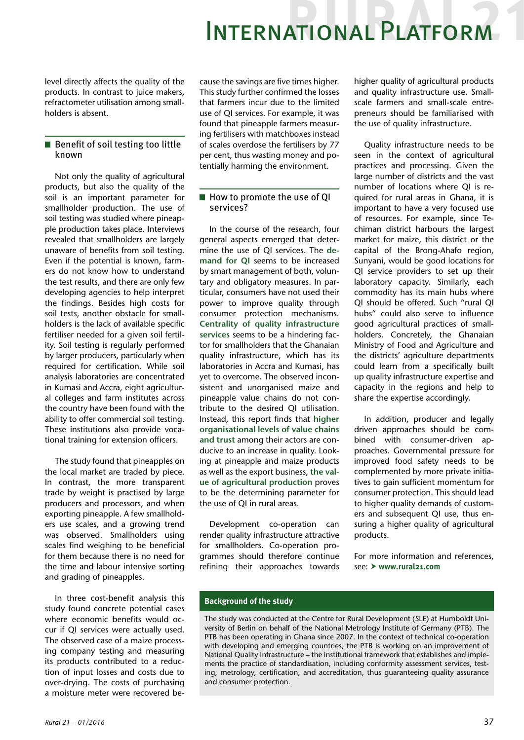level directly affects the quality of the products. In contrast to juice makers, refractometer utilisation among smallholders is absent.

## Benefit of soil testing too little known

Not only the quality of agricultural products, but also the quality of the soil is an important parameter for smallholder production. The use of soil testing was studied where pineapple production takes place. Interviews revealed that smallholders are largely unaware of benefits from soil testing. Even if the potential is known, farmers do not know how to understand the test results, and there are only few developing agencies to help interpret the findings. Besides high costs for soil tests, another obstacle for smallholders is the lack of available specific fertiliser needed for a given soil fertility. Soil testing is regularly performed by larger producers, particularly when required for certification. While soil analysis laboratories are concentrated in Kumasi and Accra, eight agricultural colleges and farm institutes across the country have been found with the ability to offer commercial soil testing. These institutions also provide vocational training for extension officers.

The study found that pineapples on the local market are traded by piece. In contrast, the more transparent trade by weight is practised by large producers and processors, and when exporting pineapple. A few smallholders use scales, and a growing trend was observed. Smallholders using scales find weighing to be beneficial for them because there is no need for the time and labour intensive sorting and grading of pineapples.

In three cost-benefit analysis this study found concrete potential cases where economic benefits would occur if QI services were actually used. The observed case of a maize processing company testing and measuring its products contributed to a reduction of input losses and costs due to over-drying. The costs of purchasing a moisture meter were recovered because the savings are five times higher. This study further confirmed the losses that farmers incur due to the limited use of QI services. For example, it was found that pineapple farmers measuring fertilisers with matchboxes instead of scales overdose the fertilisers by 77 per cent, thus wasting money and potentially harming the environment.

## How to promote the use of QI services?

In the course of the research, four general aspects emerged that determine the use of QI services. The **demand for QI** seems to be increased by smart management of both, voluntary and obligatory measures. In particular, consumers have not used their power to improve quality through consumer protection mechanisms. **Centrality of quality infrastructure services** seems to be a hindering factor for smallholders that the Ghanaian quality infrastructure, which has its laboratories in Accra and Kumasi, has yet to overcome. The observed inconsistent and unorganised maize and pineapple value chains do not contribute to the desired QI utilisation. Instead, this report finds that **higher organisational levels of value chains and trust** among their actors are conducive to an increase in quality. Looking at pineapple and maize products as well as the export business, **the value of agricultural production** proves to be the determining parameter for the use of QI in rural areas.

Development co-operation can render quality infrastructure attractive for smallholders. Co-operation programmes should therefore continue refining their approaches towards higher quality of agricultural products and quality infrastructure use. Small-scale farmers and small-scale entrepreneurs should be familiarised with the use of quality infrastructure.

Quality infrastructure needs to be seen in the context of agricultural practices and processing. Given the large number of districts and the vast number of locations where QI is required for rural areas in Ghana, it is important to have a very focused use of resources. For example, since Techiman district harbours the largest market for maize, this district or the capital of the Brong-Ahafo region, Sunyani, would be good locations for QI service providers to set up their laboratory capacity. Similarly, each commodity has its main hubs where QI should be offered. Such "rural QI hubs" could also serve to influence good agricultural practices of smallholders. Concretely, the Ghanaian Ministry of Food and Agriculture and the districts' agriculture departments could learn from a specifically built up quality infrastructure expertise and capacity in the regions and help to share the expertise accordingly.

In addition, producer and legally driven approaches should be combined with consumer-driven approaches. Governmental pressure for improved food safety needs to be complemented by more private initiatives to gain sufficient momentum for consumer protection. This should lead to higher quality demands of customers and subsequent QI use, thus ensuring a higher quality of agricultural products.

For more information and references, see: ➤ **www.rural21.com**

### Background of the study

The study was conducted at the Centre for Rural Development (SLE) at Humboldt University of Berlin on behalf of the National Metrology Institute of Germany (PTB). The PTB has been operating in Ghana since 2007. In the context of technical co-operation with developing and emerging countries, the PTB is working on an improvement of National Quality Infrastructure – the institutional framework that establishes and implements the practice of standardisation, including conformity assessment services, testing, metrology, certification, and accreditation, thus guaranteeing quality assurance and consumer protection.